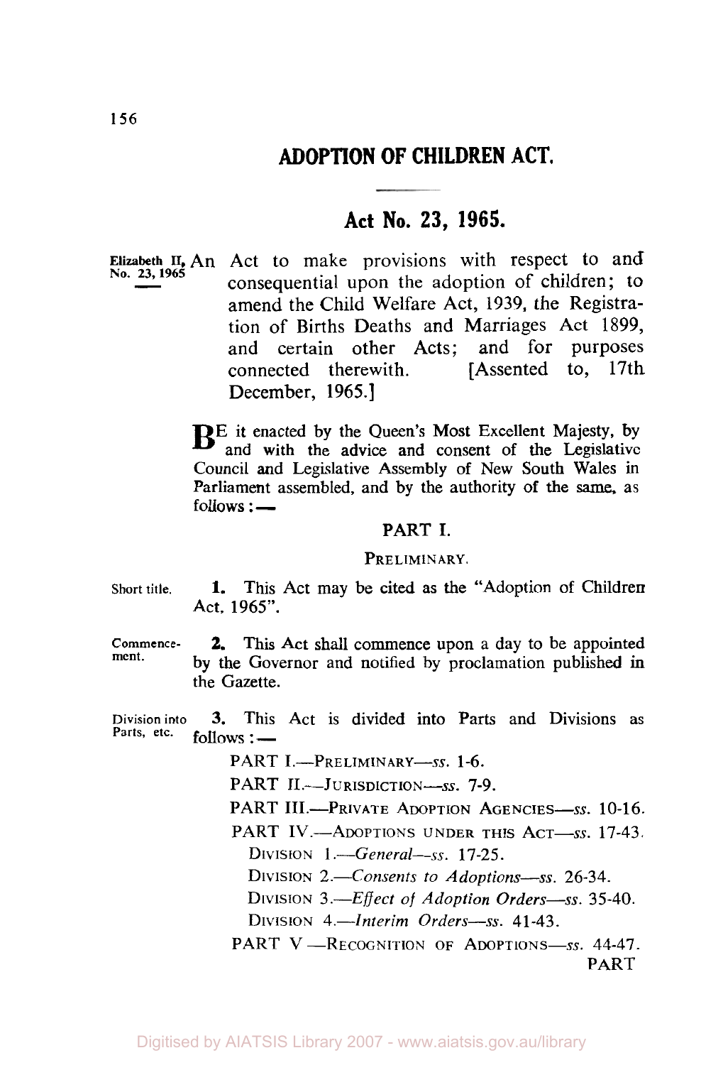# ADOPTION OF CHILDREN ACT.

## Act No. 23, 1965.

Elizabeth II, No. 23, 1965

An Act to make provisions with respect to and consequential upon the adoption of children; to amend the Child Welfare Act, 1939, the Registration of Births Deaths and Marriages Act 1899, and certain other Acts; and for purposes connected therewith. [Assented to, 17th December, 1965.]

BE it enacted by the Queen's Most Excellent Majesty, by and with the advice and consent of the Legislative Council and Legislative Assembly of New South Wales in Parliament assembled, and by the authority of the same, as follows: —

### PART I.

#### PRELIMINARY.

Short title.

**1.** This Act may be cited as the "Adoption of Children Act, 1965".

Commencement.

**2.** This Act shall commence upon a day to be appointed by the Governor and notified by proclamation published in the Gazette.

Division into Parts, etc.

**3.** This Act is divided into Parts and Divisions as follows: —

PART I.—PRELIMINARY—*ss.* 1-6.

PART II.—JURISDICTION—*ss.* 7-9.

PART III.—PRIVATE ADOPTION AGENCIES—*ss.* 10-16.

PART IV.—ADOPTIONS UNDER THIS ACT—*ss.* 17-43.

DIVISION 1.—*General*—*ss.* 17-25.

DIVISION 2.—*Consents to Adoptions*—*ss.* 26-34.

DIVISION 3.—*Effect of Adoption Orders*—*ss.* 35-40.

DIVISION 4.—*Interim Orders*—*ss.* 41-43.

PART V.—RECOGNITION OF ADOPTIONS—*ss.* 44-47.

PART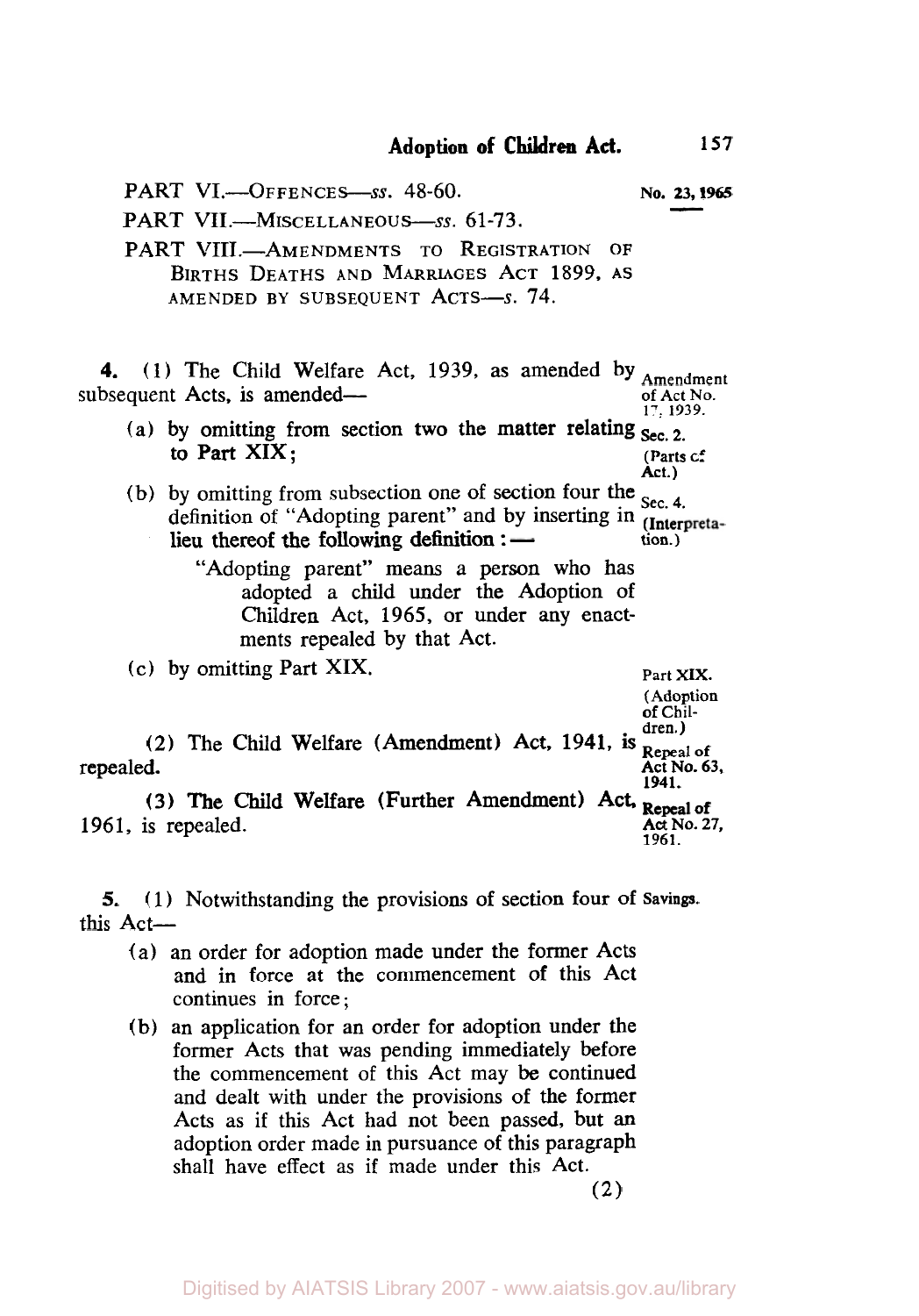PART VI.—OFFENCES—*ss.* 48-60.

PART VII.—MISCELLANEOUS—*ss.* 61-73.

PART VIII.—AMENDMENTS TO REGISTRATION OF BIRTHS DEATHS AND MARRIAGES ACT 1899, AS AMENDED BY SUBSEQUENT ACTS—*s.* 74.

Amendment of Act No. 17, 1939.

**4.** (1) The Child Welfare Act, 1939, as amended by subsequent Acts, is amended—

Sec. 2. (Parts of Act.)

(a) by omitting from section two the matter relating to Part XIX;

Sec. 4. (Interpretation.)

(b) by omitting from subsection one of section four the definition of "Adopting parent" and by inserting in lieu thereof the following definition:—

"Adopting parent" means a person who has adopted a child under the Adoption of Children Act, 1965, or under any enactments repealed by that Act.

Part XIX. (Adoption of Children.)

(c) by omitting Part XIX.

Repeal of Act No. 63, 1941.

(2) The Child Welfare (Amendment) Act, 1941, is repealed.

Repeal of Act No. 27, 1961.

(3) The Child Welfare (Further Amendment) Act, 1961, is repealed.

Savings.

**5.** (1) Notwithstanding the provisions of section four of this Act—

(a) an order for adoption made under the former Acts and in force at the commencement of this Act continues in force;

(b) an application for an order for adoption under the former Acts that was pending immediately before the commencement of this Act may be continued and dealt with under the provisions of the former Acts as if this Act had not been passed, but an adoption order made in pursuance of this paragraph shall have effect as if made under this Act.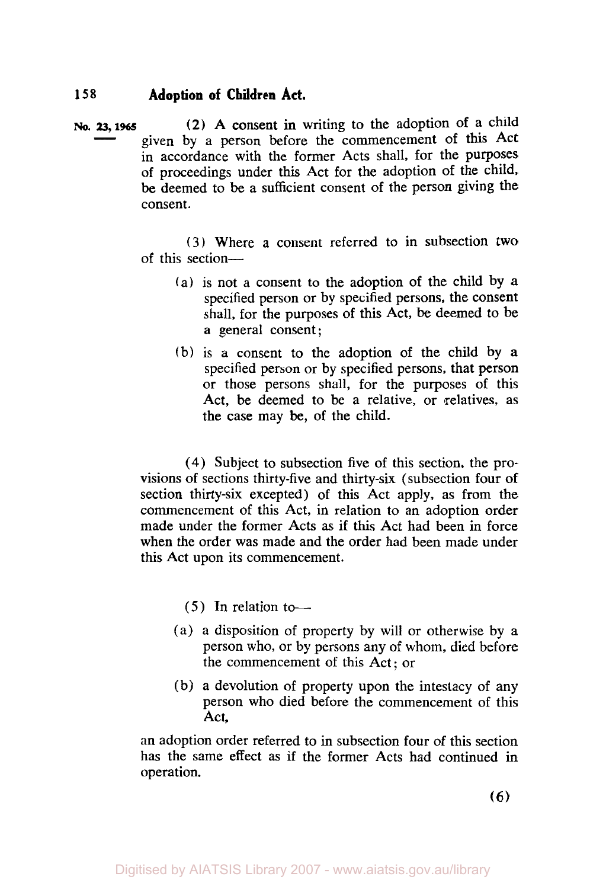No. 23, 1965

(2) A consent in writing to the adoption of a child given by a person before the commencement of this Act in accordance with the former Acts shall, for the purposes of proceedings under this Act for the adoption of the child, be deemed to be a sufficient consent of the person giving the consent.

(3) Where a consent referred to in subsection two of this section—

(a) is not a consent to the adoption of the child by a specified person or by specified persons, the consent shall, for the purposes of this Act, be deemed to be a general consent;

(b) is a consent to the adoption of the child by a specified person or by specified persons, that person or those persons shall, for the purposes of this Act, be deemed to be a relative, or relatives, as the case may be, of the child.

(4) Subject to subsection five of this section, the provisions of sections thirty-five and thirty-six (subsection four of section thirty-six excepted) of this Act apply, as from the commencement of this Act, in relation to an adoption order made under the former Acts as if this Act had been in force when the order was made and the order had been made under this Act upon its commencement.

(5) In relation to—

(a) a disposition of property by will or otherwise by a person who, or by persons any of whom, died before the commencement of this Act; or

(b) a devolution of property upon the intestacy of any person who died before the commencement of this Act,

an adoption order referred to in subsection four of this section has the same effect as if the former Acts had continued in operation.

(6)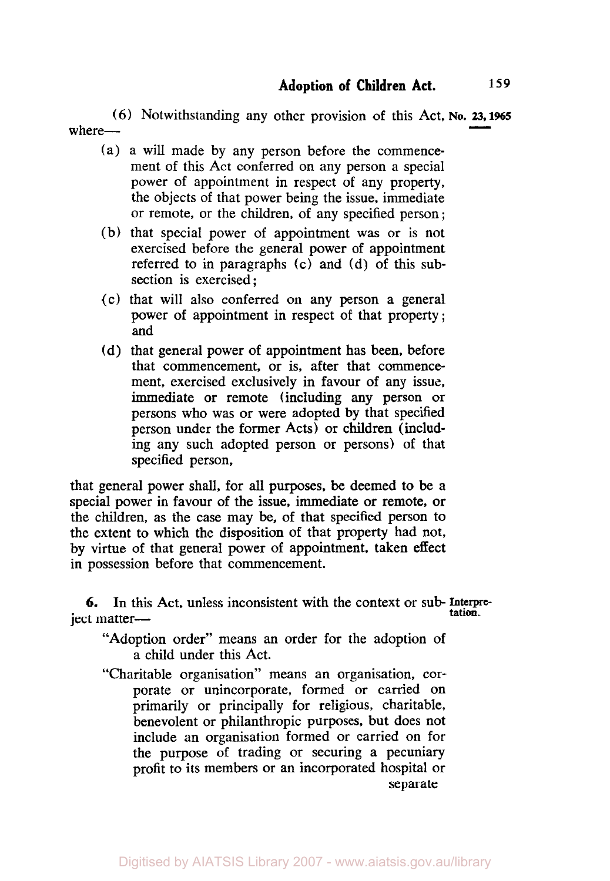(6) Notwithstanding any other provision of this Act, where—

(a) a will made by any person before the commencement of this Act conferred on any person a special power of appointment in respect of any property, the objects of that power being the issue, immediate or remote, or the children, of any specified person;

(b) that special power of appointment was or is not exercised before the general power of appointment referred to in paragraphs (c) and (d) of this subsection is exercised;

(c) that will also conferred on any person a general power of appointment in respect of that property; and

(d) that general power of appointment has been, before that commencement, or is, after that commencement, exercised exclusively in favour of any issue, immediate or remote (including any person or persons who was or were adopted by that specified person under the former Acts) or children (including any such adopted person or persons) of that specified person,

that general power shall, for all purposes, be deemed to be a special power in favour of the issue, immediate or remote, or the children, as the case may be, of that specified person to the extent to which the disposition of that property had not, by virtue of that general power of appointment, taken effect in possession before that commencement.

**6.** In this Act, unless inconsistent with the context or subject matter— **Interpretation.**

"Adoption order" means an order for the adoption of a child under this Act.

"Charitable organisation" means an organisation, corporate or unincorporate, formed or carried on primarily or principally for religious, charitable, benevolent or philanthropic purposes, but does not include an organisation formed or carried on for the purpose of trading or securing a pecuniary profit to its members or an incorporated hospital or separate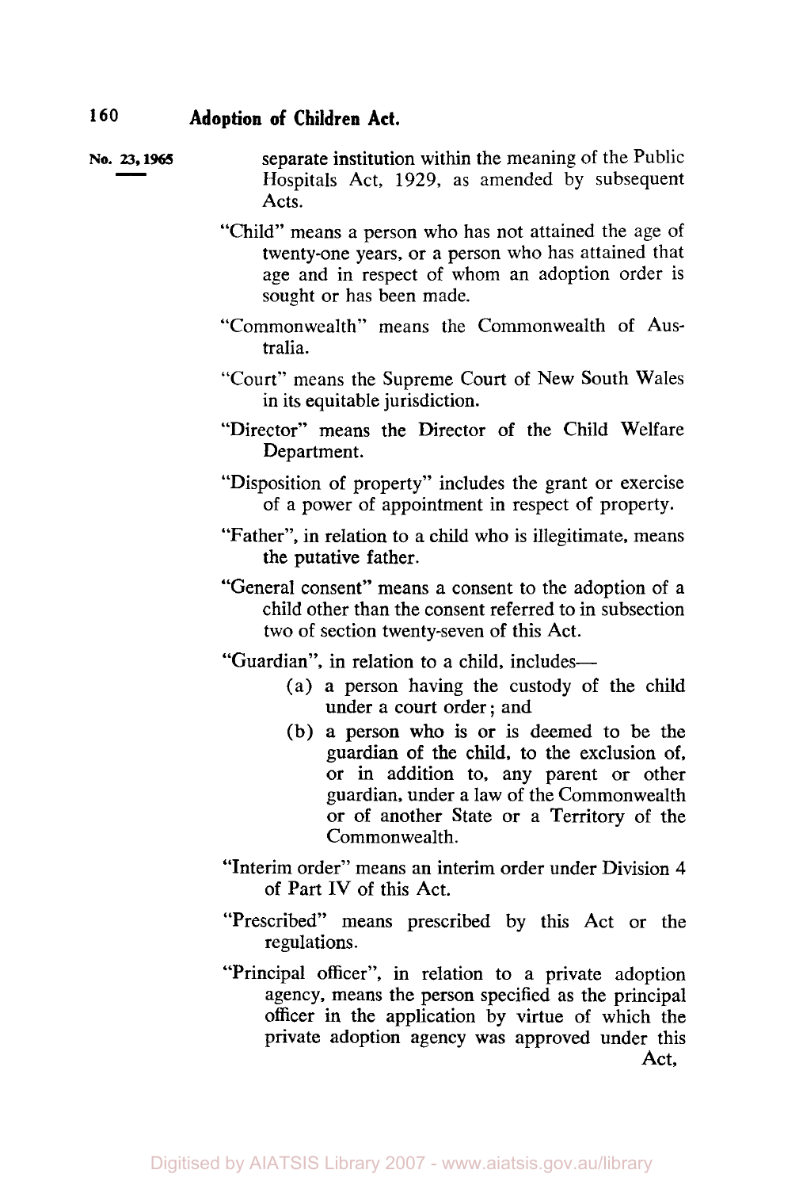separate institution within the meaning of the Public Hospitals Act, 1929, as amended by subsequent Acts.

"Child" means a person who has not attained the age of twenty-one years, or a person who has attained that age and in respect of whom an adoption order is sought or has been made.

"Commonwealth" means the Commonwealth of Australia.

"Court" means the Supreme Court of New South Wales in its equitable jurisdiction.

"Director" means the Director of the Child Welfare Department.

"Disposition of property" includes the grant or exercise of a power of appointment in respect of property.

"Father", in relation to a child who is illegitimate, means the putative father.

"General consent" means a consent to the adoption of a child other than the consent referred to in subsection two of section twenty-seven of this Act.

"Guardian", in relation to a child, includes—

(a) a person having the custody of the child under a court order; and

(b) a person who is or is deemed to be the guardian of the child, to the exclusion of, or in addition to, any parent or other guardian, under a law of the Commonwealth or of another State or a Territory of the Commonwealth.

"Interim order" means an interim order under Division 4 of Part IV of this Act.

"Prescribed" means prescribed by this Act or the regulations.

"Principal officer", in relation to a private adoption agency, means the person specified as the principal officer in the application by virtue of which the private adoption agency was approved under this Act,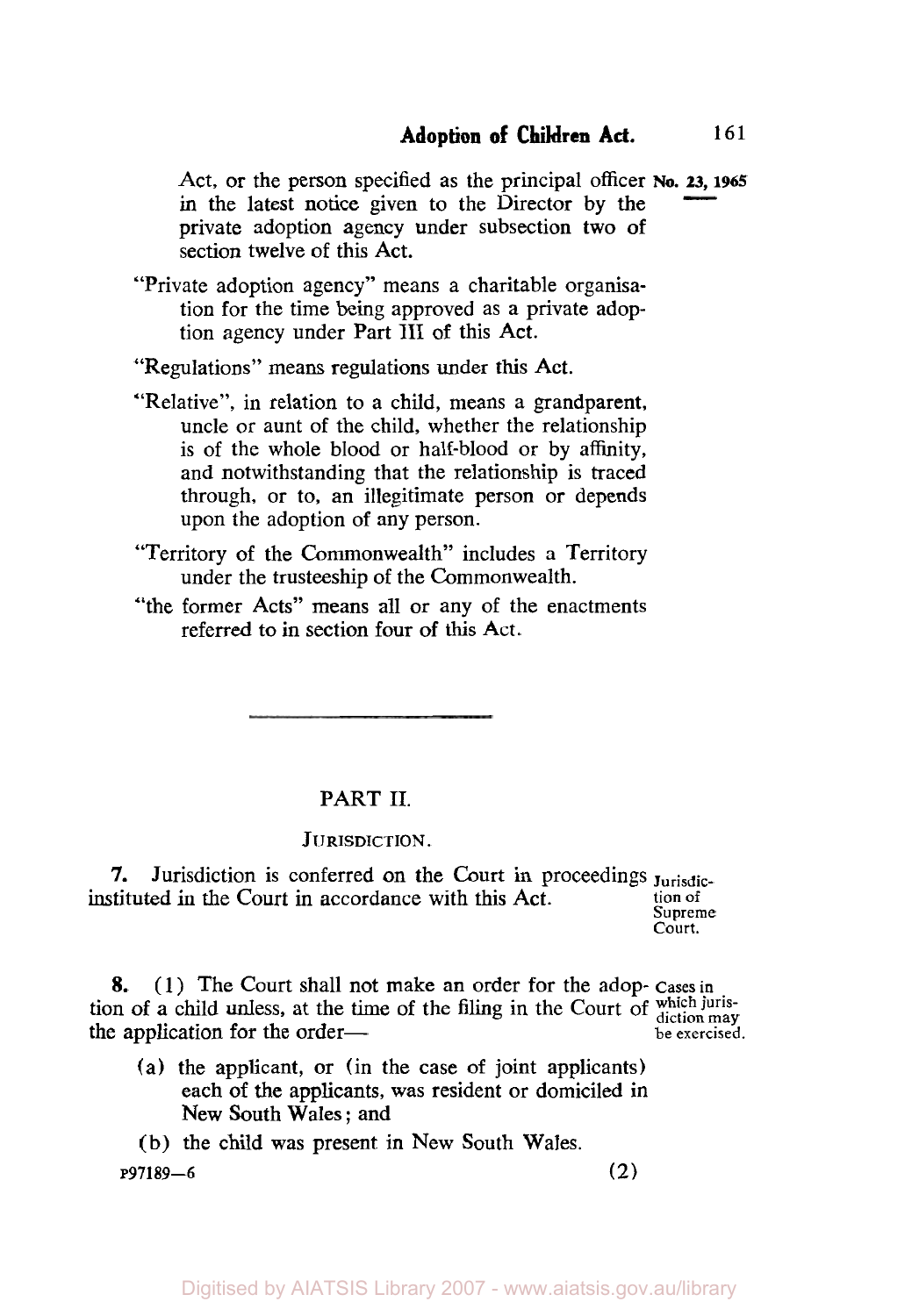Act, or the person specified as the principal officer in the latest notice given to the Director by the private adoption agency under subsection two of section twelve of this Act.

"Private adoption agency" means a charitable organisation for the time being approved as a private adoption agency under Part III of this Act.

"Regulations" means regulations under this Act.

"Relative", in relation to a child, means a grandparent, uncle or aunt of the child, whether the relationship is of the whole blood or half-blood or by affinity, and notwithstanding that the relationship is traced through, or to, an illegitimate person or depends upon the adoption of any person.

"Territory of the Commonwealth" includes a Territory under the trusteeship of the Commonwealth.

"the former Acts" means all or any of the enactments referred to in section four of this Act.

---

## PART II.

### JURISDICTION.

**7.** Jurisdiction is conferred on the Court in proceedings instituted in the Court in accordance with this Act.

*Jurisdiction of Supreme Court.*

**8.** (1) The Court shall not make an order for the adoption of a child unless, at the time of the filing in the Court of the application for the order—

*Cases in which jurisdiction may be exercised.*

(a) the applicant, or (in the case of joint applicants) each of the applicants, was resident or domiciled in New South Wales; and

(b) the child was present in New South Wales.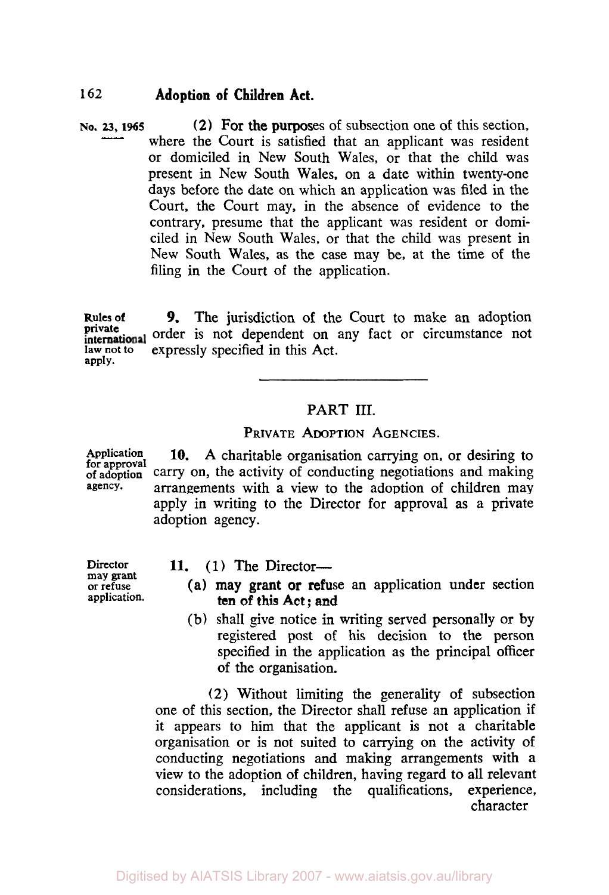**No. 23, 1965**

(2) For the purposes of subsection one of this section, where the Court is satisfied that an applicant was resident or domiciled in New South Wales, or that the child was present in New South Wales, on a date within twenty-one days before the date on which an application was filed in the Court, the Court may, in the absence of evidence to the contrary, presume that the applicant was resident or domiciled in New South Wales, or that the child was present in New South Wales, as the case may be, at the time of the filing in the Court of the application.

*Rules of private international law not to apply.*

**9.** The jurisdiction of the Court to make an adoption order is not dependent on any fact or circumstance not expressly specified in this Act.

## PART III.

### PRIVATE ADOPTION AGENCIES.

*Application for approval of adoption agency.*

**10.** A charitable organisation carrying on, or desiring to carry on, the activity of conducting negotiations and making arrangements with a view to the adoption of children may apply in writing to the Director for approval as a private adoption agency.

*Director may grant or refuse application.*

**11.** (1) The Director—

(a) may grant or refuse an application under section ten of this Act; and

(b) shall give notice in writing served personally or by registered post of his decision to the person specified in the application as the principal officer of the organisation.

(2) Without limiting the generality of subsection one of this section, the Director shall refuse an application if it appears to him that the applicant is not a charitable organisation or is not suited to carrying on the activity of conducting negotiations and making arrangements with a view to the adoption of children, having regard to all relevant considerations, including the qualifications, experience, character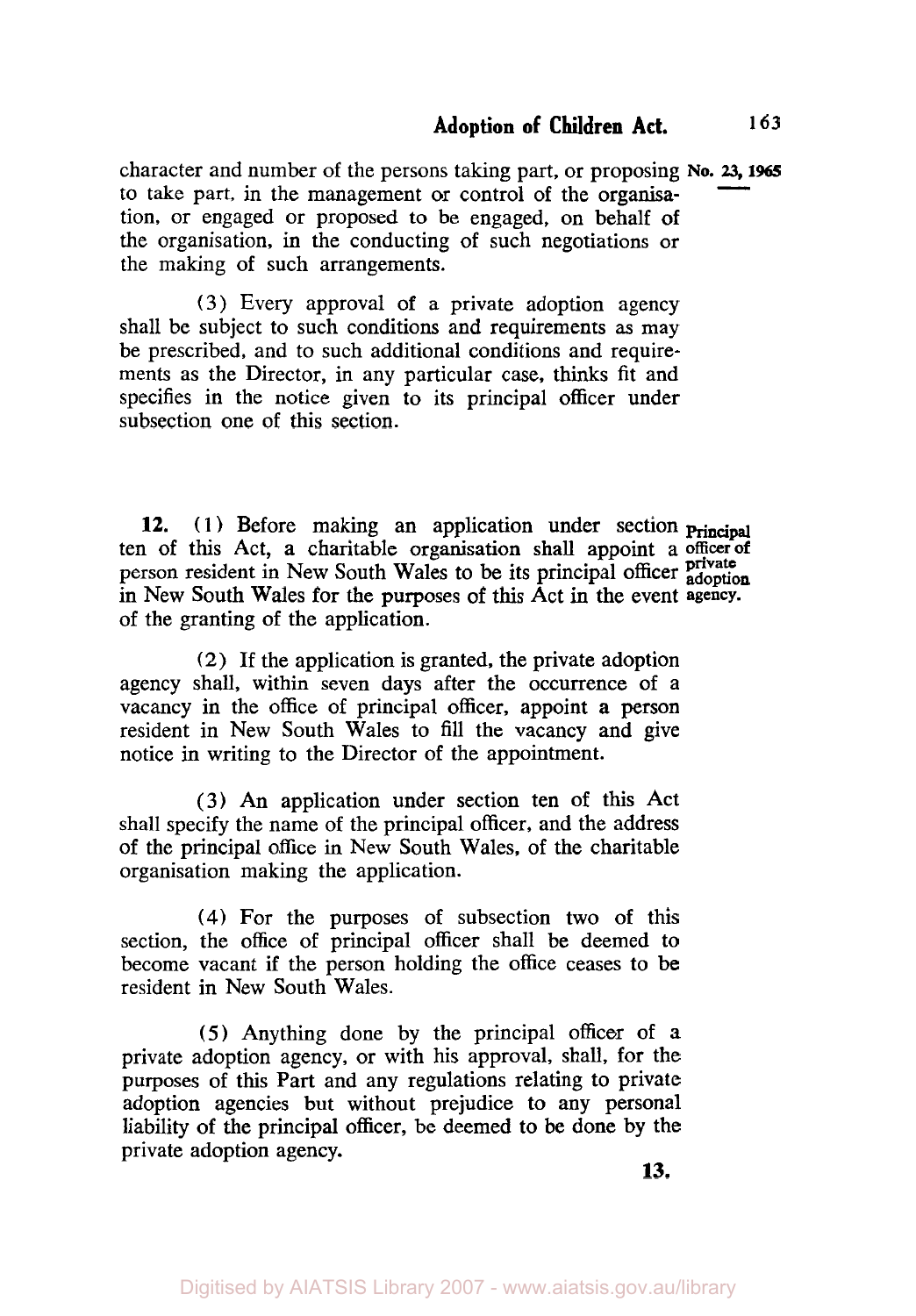character and number of the persons taking part, or proposing to take part, in the management or control of the organisation, or engaged or proposed to be engaged, on behalf of the organisation, in the conducting of such negotiations or the making of such arrangements.

(3) Every approval of a private adoption agency shall be subject to such conditions and requirements as may be prescribed, and to such additional conditions and requirements as the Director, in any particular case, thinks fit and specifies in the notice given to its principal officer under subsection one of this section.

**Principal officer of private adoption agency.**

**12.** (1) Before making an application under section ten of this Act, a charitable organisation shall appoint a person resident in New South Wales to be its principal officer in New South Wales for the purposes of this Act in the event of the granting of the application.

(2) If the application is granted, the private adoption agency shall, within seven days after the occurrence of a vacancy in the office of principal officer, appoint a person resident in New South Wales to fill the vacancy and give notice in writing to the Director of the appointment.

(3) An application under section ten of this Act shall specify the name of the principal officer, and the address of the principal office in New South Wales, of the charitable organisation making the application.

(4) For the purposes of subsection two of this section, the office of principal officer shall be deemed to become vacant if the person holding the office ceases to be resident in New South Wales.

(5) Anything done by the principal officer of a private adoption agency, or with his approval, shall, for the purposes of this Part and any regulations relating to private adoption agencies but without prejudice to any personal liability of the principal officer, be deemed to be done by the private adoption agency.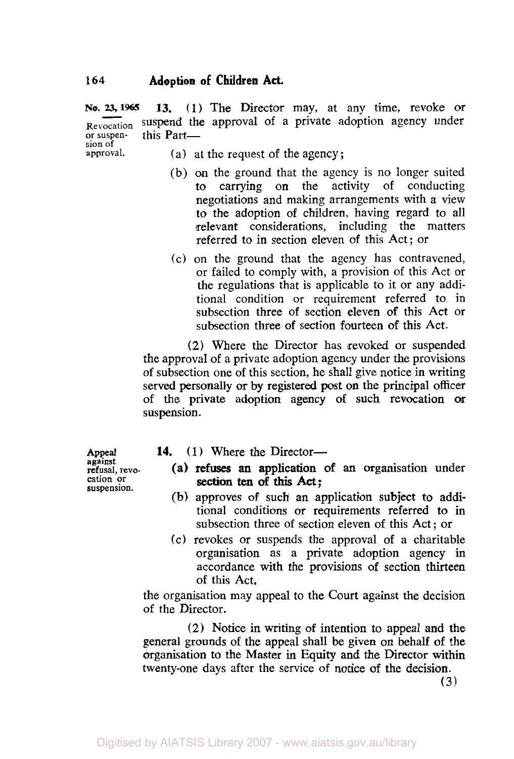No. 23, 1965

**Revocation or suspension of approval.**

**13.** (1) The Director may, at any time, revoke or suspend the approval of a private adoption agency under this Part—

(a) at the request of the agency;

(b) on the ground that the agency is no longer suited to carrying on the activity of conducting negotiations and making arrangements with a view to the adoption of children, having regard to all relevant considerations, including the matters referred to in section eleven of this Act; or

(c) on the ground that the agency has contravened, or failed to comply with, a provision of this Act or the regulations that is applicable to it or any additional condition or requirement referred to in subsection three of section eleven of this Act or subsection three of section fourteen of this Act.

(2) Where the Director has revoked or suspended the approval of a private adoption agency under the provisions of subsection one of this section, he shall give notice in writing served personally or by registered post on the principal officer of the private adoption agency of such revocation or suspension.

**Appeal against refusal, revocation or suspension.**

**14.** (1) Where the Director—

(a) refuses an application of an organisation under section ten of this Act;

(b) approves of such an application subject to additional conditions or requirements referred to in subsection three of section eleven of this Act; or

(c) revokes or suspends the approval of a charitable organisation as a private adoption agency in accordance with the provisions of section thirteen of this Act,

the organisation may appeal to the Court against the decision of the Director.

(2) Notice in writing of intention to appeal and the general grounds of the appeal shall be given on behalf of the organisation to the Master in Equity and the Director within twenty-one days after the service of notice of the decision.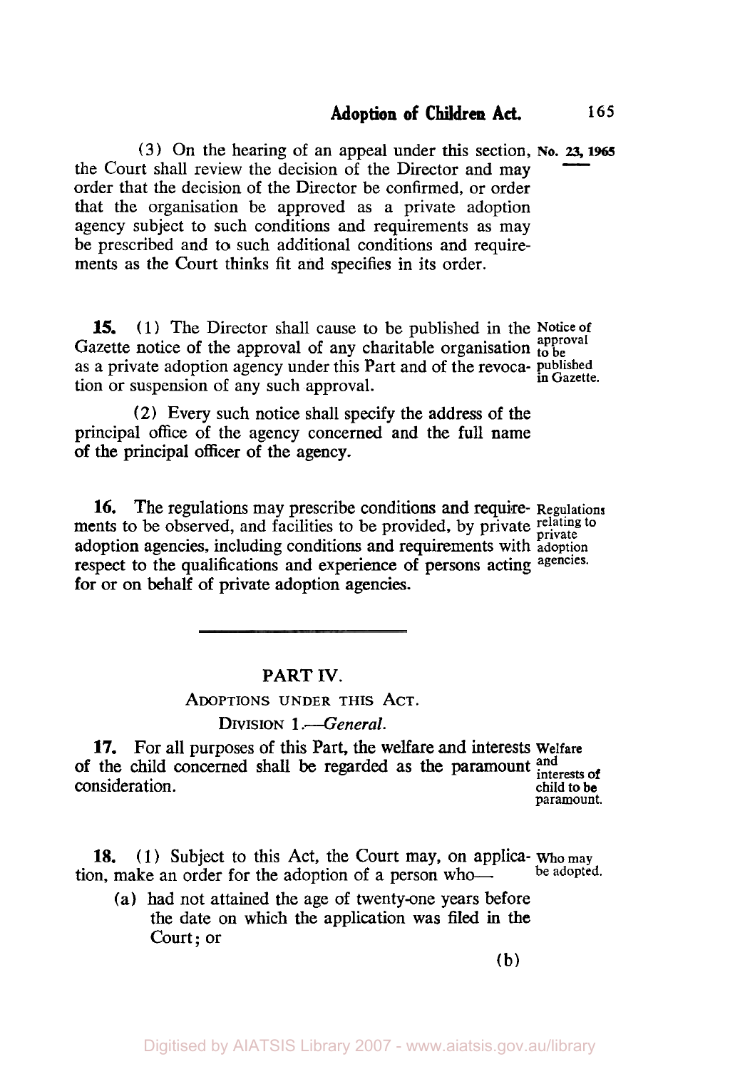(3) On the hearing of an appeal under this section, the Court shall review the decision of the Director and may order that the decision of the Director be confirmed, or order that the organisation be approved as a private adoption agency subject to such conditions and requirements as may be prescribed and to such additional conditions and requirements as the Court thinks fit and specifies in its order.

**15.** (1) The Director shall cause to be published in the Gazette notice of the approval of any charitable organisation as a private adoption agency under this Part and of the revocation or suspension of any such approval.

*Notice of approval to be published in Gazette.*

(2) Every such notice shall specify the address of the principal office of the agency concerned and the full name of the principal officer of the agency.

**16.** The regulations may prescribe conditions and requirements to be observed, and facilities to be provided, by private adoption agencies, including conditions and requirements with respect to the qualifications and experience of persons acting for or on behalf of private adoption agencies.

*Regulations relating to private adoption agencies.*

---

## PART IV.

### ADOPTIONS UNDER THIS ACT.

#### DIVISION 1.—*General.*

**17.** For all purposes of this Part, the welfare and interests of the child concerned shall be regarded as the paramount consideration.

*Welfare and interests of child to be paramount.*

**18.** (1) Subject to this Act, the Court may, on application, make an order for the adoption of a person who—

*Who may be adopted.*

(a) had not attained the age of twenty-one years before the date on which the application was filed in the Court; or

(b)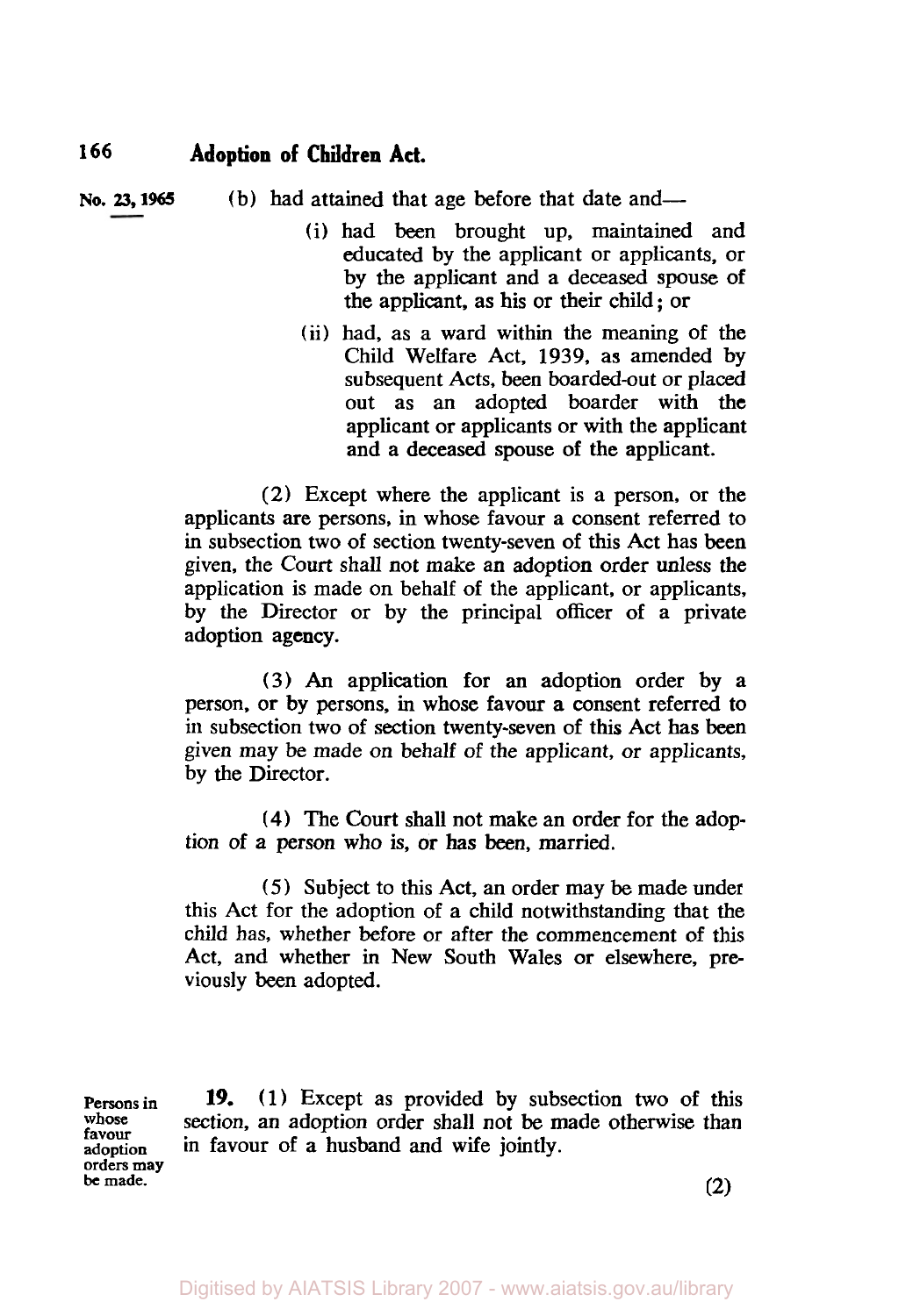(b) had attained that age before that date and—

(i) had been brought up, maintained and educated by the applicant or applicants, or by the applicant and a deceased spouse of the applicant, as his or their child; or

(ii) had, as a ward within the meaning of the Child Welfare Act, 1939, as amended by subsequent Acts, been boarded-out or placed out as an adopted boarder with the applicant or applicants or with the applicant and a deceased spouse of the applicant.

(2) Except where the applicant is a person, or the applicants are persons, in whose favour a consent referred to in subsection two of section twenty-seven of this Act has been given, the Court shall not make an adoption order unless the application is made on behalf of the applicant, or applicants, by the Director or by the principal officer of a private adoption agency.

(3) An application for an adoption order by a person, or by persons, in whose favour a consent referred to in subsection two of section twenty-seven of this Act has been given may be made on behalf of the applicant, or applicants, by the Director.

(4) The Court shall not make an order for the adoption of a person who is, or has been, married.

(5) Subject to this Act, an order may be made under this Act for the adoption of a child notwithstanding that the child has, whether before or after the commencement of this Act, and whether in New South Wales or elsewhere, previously been adopted.

Persons in whose favour adoption orders may be made.

**19.** (1) Except as provided by subsection two of this section, an adoption order shall not be made otherwise than in favour of a husband and wife jointly.

(2)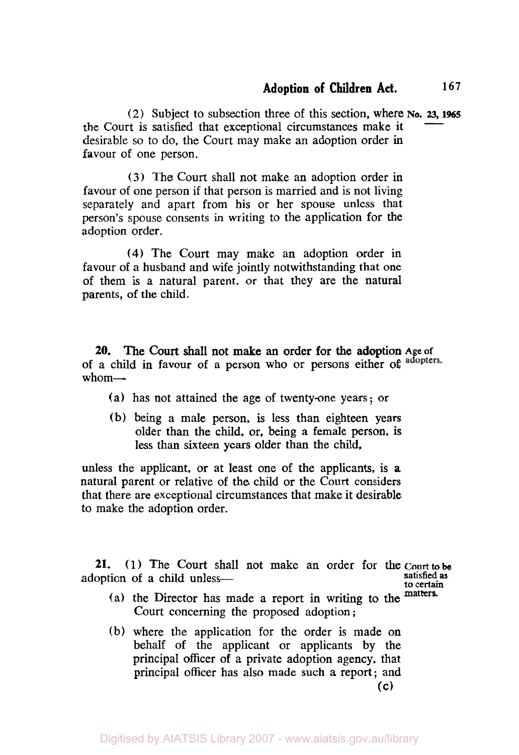(2) Subject to subsection three of this section, where the Court is satisfied that exceptional circumstances make it desirable so to do, the Court may make an adoption order in favour of one person.

(3) The Court shall not make an adoption order in favour of one person if that person is married and is not living separately and apart from his or her spouse unless that person's spouse consents in writing to the application for the adoption order.

(4) The Court may make an adoption order in favour of a husband and wife jointly notwithstanding that one of them is a natural parent, or that they are the natural parents, of the child.

**Age of adopters.**

**20.** **The Court shall not make an order for the adoption** of a child in favour of a person who or persons either of whom—

(a) has not attained the age of twenty-one years; or

(b) being a male person, is less than eighteen years older than the child, or, being a female person, is less than sixteen years older than the child,

unless the applicant, or at least one of the applicants, is a natural parent or relative of the child or the Court considers that there are exceptional circumstances that make it desirable to make the adoption order.

**Court to be satisfied as to certain matters.**

**21.** (1) The Court shall not make an order for the adoption of a child unless—

(a) the Director has made a report in writing to the Court concerning the proposed adoption;

(b) where the application for the order is made on behalf of the applicant or applicants by the principal officer of a private adoption agency, that principal officer has also made such a report; and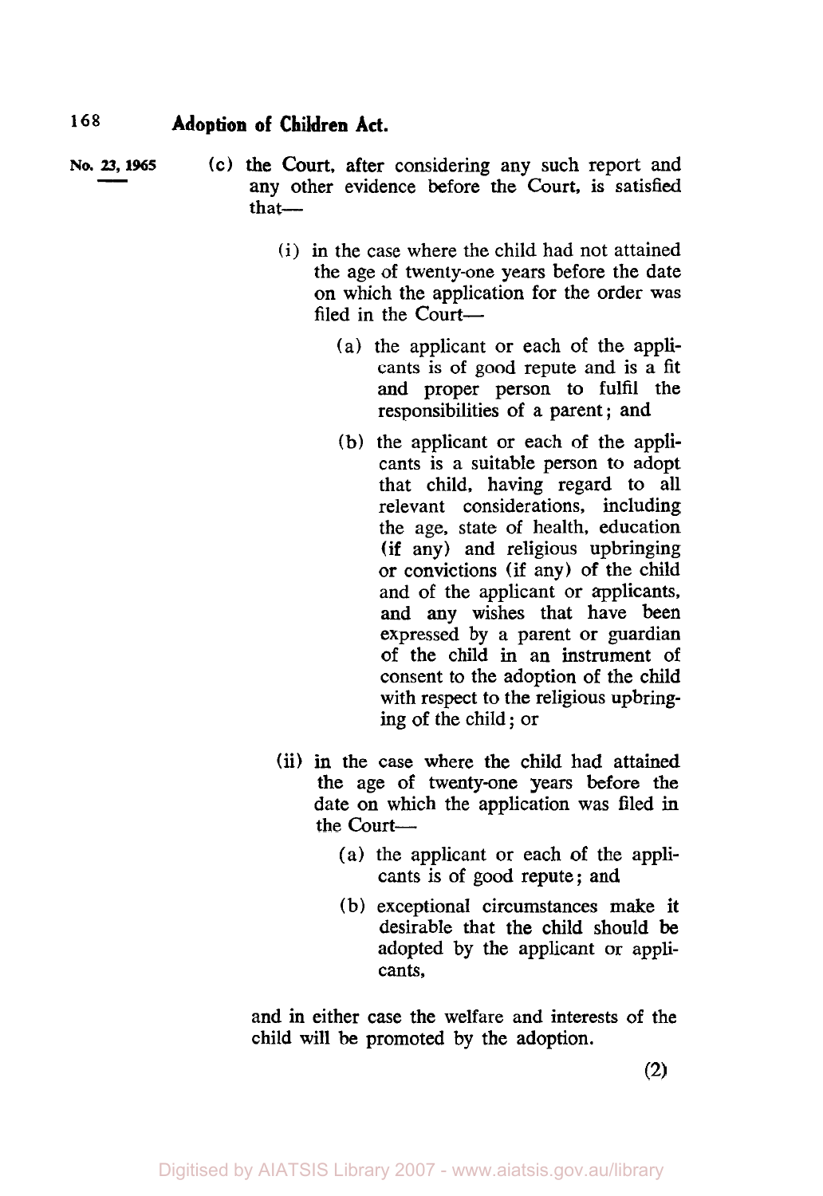No. 23, 1965

(c) the Court, after considering any such report and any other evidence before the Court, is satisfied that—

(i) in the case where the child had not attained the age of twenty-one years before the date on which the application for the order was filed in the Court—

(a) the applicant or each of the applicants is of good repute and is a fit and proper person to fulfil the responsibilities of a parent; and

(b) the applicant or each of the applicants is a suitable person to adopt that child, having regard to all relevant considerations, including the age, state of health, education (if any) and religious upbringing or convictions (if any) of the child and of the applicant or applicants, and any wishes that have been expressed by a parent or guardian of the child in an instrument of consent to the adoption of the child with respect to the religious upbringing of the child; or

(ii) in the case where the child had attained the age of twenty-one years before the date on which the application was filed in the Court—

(a) the applicant or each of the applicants is of good repute; and

(b) exceptional circumstances make it desirable that the child should be adopted by the applicant or applicants,

and in either case the welfare and interests of the child will be promoted by the adoption.

(2)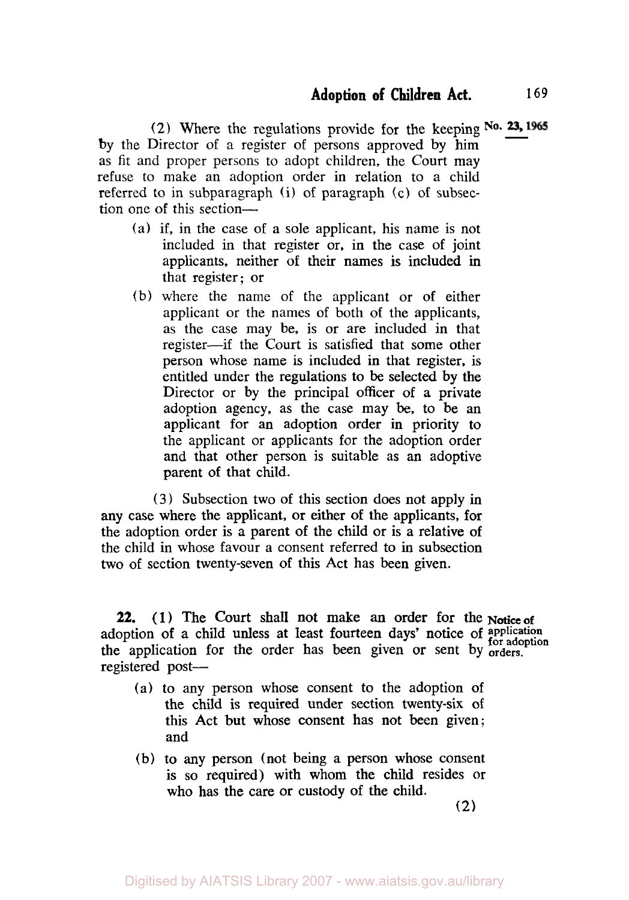(2) Where the regulations provide for the keeping by the Director of a register of persons approved by him as fit and proper persons to adopt children, the Court may refuse to make an adoption order in relation to a child referred to in subparagraph (i) of paragraph (c) of subsection one of this section—

- (a) if, in the case of a sole applicant, his name is not included in that register or, in the case of joint applicants, neither of their names is included in that register; or
- (b) where the name of the applicant or of either applicant or the names of both of the applicants, as the case may be, is or are included in that register—if the Court is satisfied that some other person whose name is included in that register, is entitled under the regulations to be selected by the Director or by the principal officer of a private adoption agency, as the case may be, to be an applicant for an adoption order in priority to the applicant or applicants for the adoption order and that other person is suitable as an adoptive parent of that child.

(3) Subsection two of this section does not apply in any case where the applicant, or either of the applicants, for the adoption order is a parent of the child or is a relative of the child in whose favour a consent referred to in subsection two of section twenty-seven of this Act has been given.

**Notice of application for adoption orders.**

**22.** (1) The Court shall not make an order for the adoption of a child unless at least fourteen days' notice of the application for the order has been given or sent by registered post—

- (a) to any person whose consent to the adoption of the child is required under section twenty-six of this Act but whose consent has not been given; and
- (b) to any person (not being a person whose consent is so required) with whom the child resides or who has the care or custody of the child.

(2)